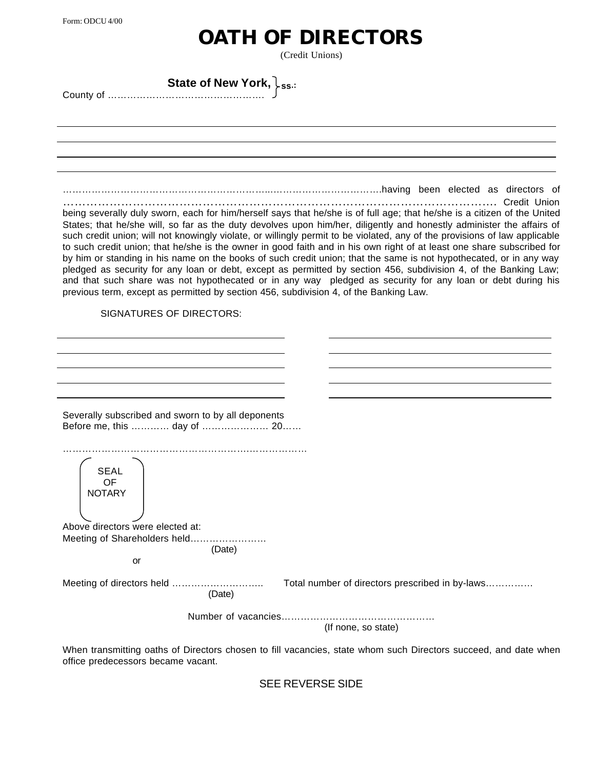Form: ODCU 4/00

# OATH OF DIRECTORS

(Credit Unions)

**State of New York,** } ss.:
County of ………………………………………….

______________________________________________________________________

______________________________________________________________________

______________________________________________________________________

______________________________________________________________________

………………………………………………………..…………………………….having been elected as directors of ………………………………………………………………………………………………… Credit Union being severally duly sworn, each for him/herself says that he/she is of full age; that he/she is a citizen of the United States; that he/she will, so far as the duty devolves upon him/her, diligently and honestly administer the affairs of such credit union; will not knowingly violate, or willingly permit to be violated, any of the provisions of law applicable to such credit union; that he/she is the owner in good faith and in his own right of at least one share subscribed for by him or standing in his name on the books of such credit union; that the same is not hypothecated, or in any way pledged as security for any loan or debt, except as permitted by section 456, subdivision 4, of the Banking Law; and that such share was not hypothecated or in any way pledged as security for any loan or debt during his previous term, except as permitted by section 456, subdivision 4, of the Banking Law.

SIGNATURES OF DIRECTORS:

______________________________ ______________________________

______________________________ ______________________________

______________________________ ______________________________

______________________________ ______________________________

______________________________ ______________________________

Severally subscribed and sworn to by all deponents
Before me, this ………… day of ………………… 20……

……………………………………………………………………

SEAL
OF
NOTARY

Above directors were elected at:
Meeting of Shareholders held……………………
(Date)
or

Meeting of directors held ……………………….
(Date)

Total number of directors prescribed in by-laws……………

Number of vacancies…………………………………………
(If none, so state)

When transmitting oaths of Directors chosen to fill vacancies, state whom such Directors succeed, and date when office predecessors became vacant.

SEE REVERSE SIDE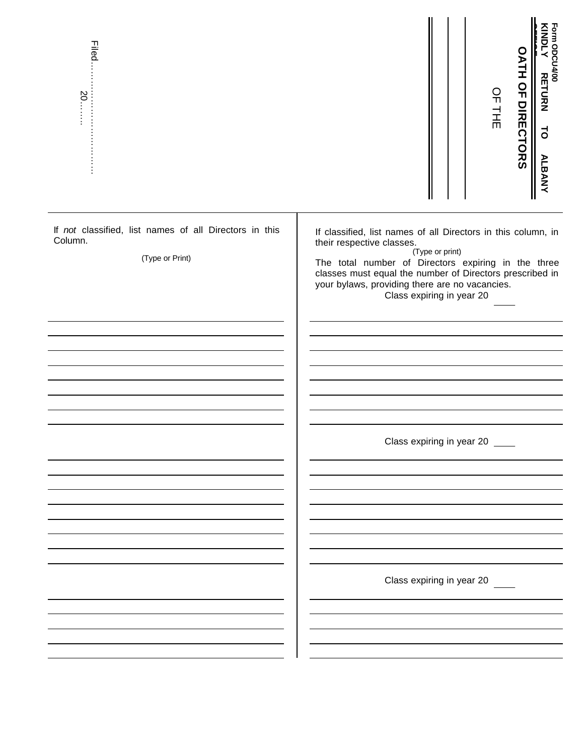Form ODCU4/00

**KINDLY RETURN TO ALBANY OFFICE**

**OATH OF DIRECTORS**

OF THE

Filed………………………… 20……..

If *not* classified, list names of all Directors in this Column.

(Type or Print)

If classified, list names of all Directors in this column, in their respective classes.

(Type or print)

The total number of Directors expiring in the three classes must equal the number of Directors prescribed in your bylaws, providing there are no vacancies.

Class expiring in year 20 ____

Class expiring in year 20 ____

Class expiring in year 20 ____